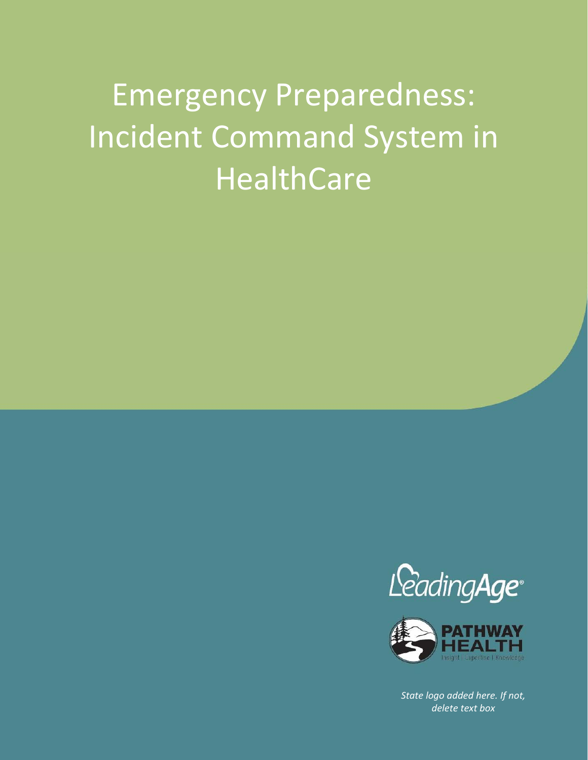# Emergency Preparedness: Incident Command System in HealthCare

LeadingAge

PATHWAY HEALTH

Insight | Expertise | Knowledge

*State logo added here. If not, delete text box*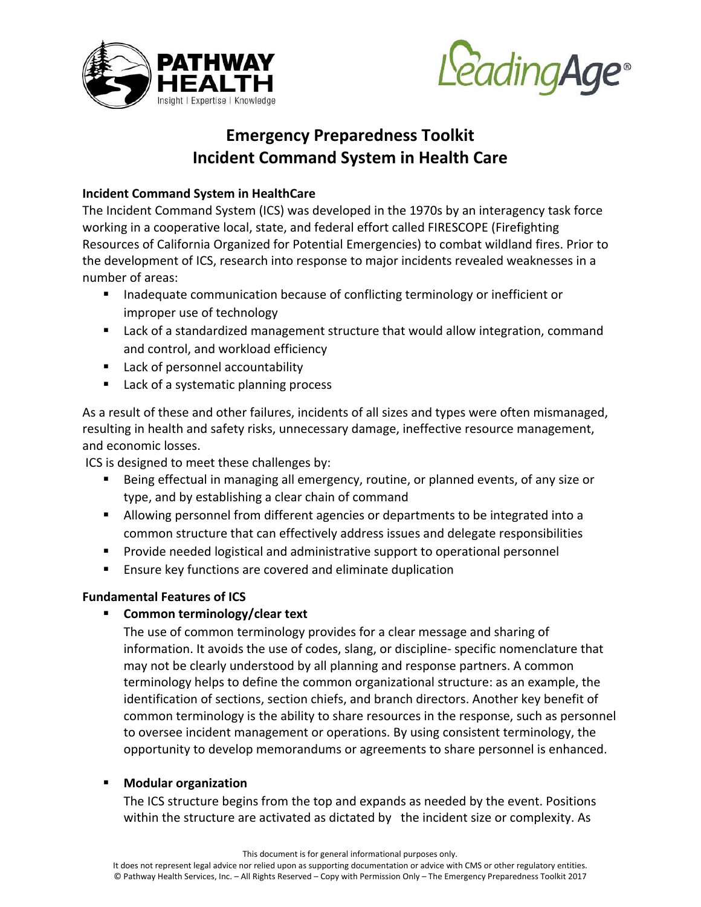# Emergency Preparedness Toolkit
# Incident Command System in Health Care

### Incident Command System in HealthCare

The Incident Command System (ICS) was developed in the 1970s by an interagency task force working in a cooperative local, state, and federal effort called FIRESCOPE (Firefighting Resources of California Organized for Potential Emergencies) to combat wildland fires. Prior to the development of ICS, research into response to major incidents revealed weaknesses in a number of areas:

- Inadequate communication because of conflicting terminology or inefficient or improper use of technology
- Lack of a standardized management structure that would allow integration, command and control, and workload efficiency
- Lack of personnel accountability
- Lack of a systematic planning process

As a result of these and other failures, incidents of all sizes and types were often mismanaged, resulting in health and safety risks, unnecessary damage, ineffective resource management, and economic losses.

ICS is designed to meet these challenges by:

- Being effectual in managing all emergency, routine, or planned events, of any size or type, and by establishing a clear chain of command
- Allowing personnel from different agencies or departments to be integrated into a common structure that can effectively address issues and delegate responsibilities
- Provide needed logistical and administrative support to operational personnel
- Ensure key functions are covered and eliminate duplication

### Fundamental Features of ICS

- **Common terminology/clear text**

  The use of common terminology provides for a clear message and sharing of information. It avoids the use of codes, slang, or discipline- specific nomenclature that may not be clearly understood by all planning and response partners. A common terminology helps to define the common organizational structure: as an example, the identification of sections, section chiefs, and branch directors. Another key benefit of common terminology is the ability to share resources in the response, such as personnel to oversee incident management or operations. By using consistent terminology, the opportunity to develop memorandums or agreements to share personnel is enhanced.

- **Modular organization**

  The ICS structure begins from the top and expands as needed by the event. Positions within the structure are activated as dictated by the incident size or complexity. As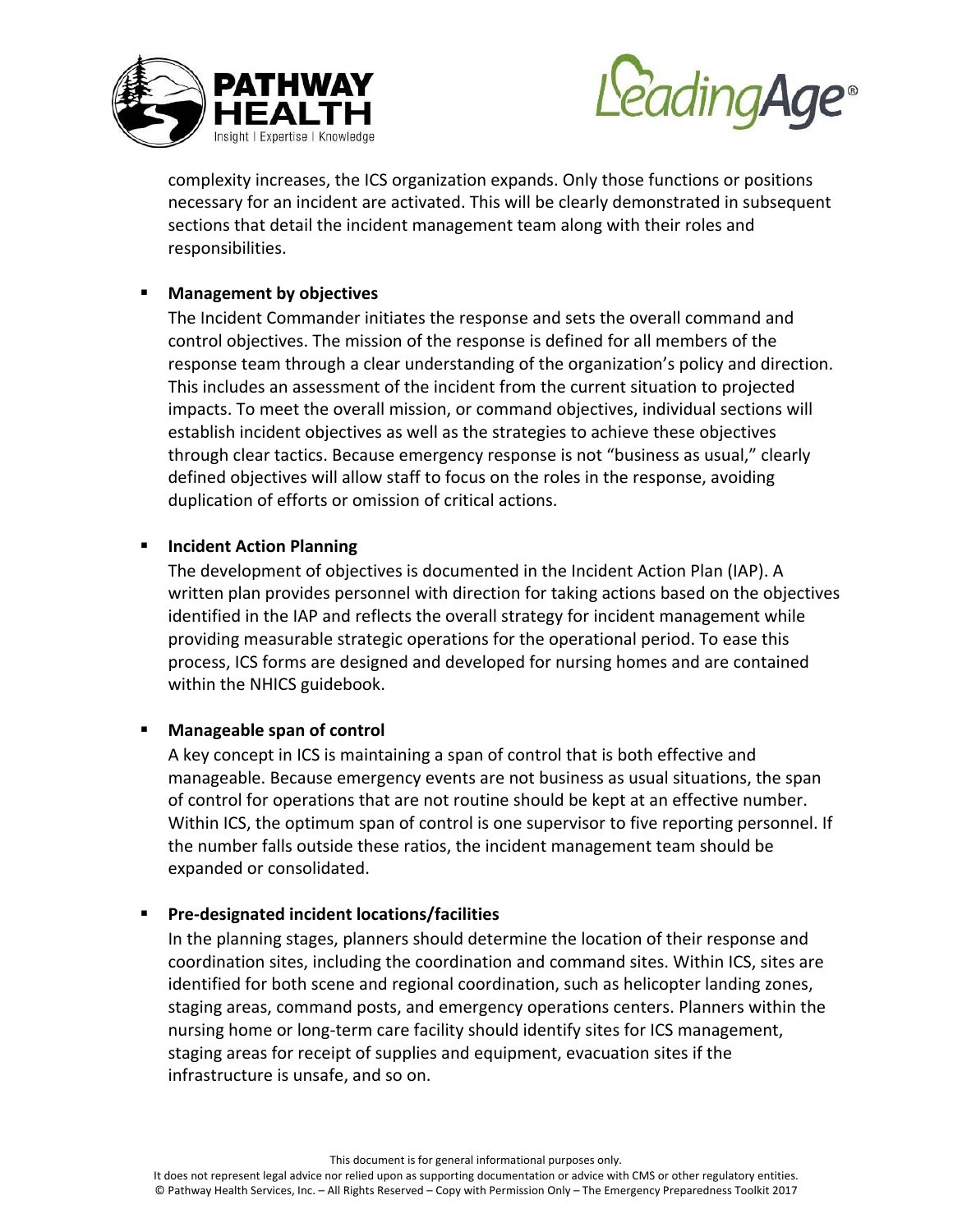complexity increases, the ICS organization expands. Only those functions or positions necessary for an incident are activated. This will be clearly demonstrated in subsequent sections that detail the incident management team along with their roles and responsibilities.

- **Management by objectives**
  The Incident Commander initiates the response and sets the overall command and control objectives. The mission of the response is defined for all members of the response team through a clear understanding of the organization's policy and direction. This includes an assessment of the incident from the current situation to projected impacts. To meet the overall mission, or command objectives, individual sections will establish incident objectives as well as the strategies to achieve these objectives through clear tactics. Because emergency response is not "business as usual," clearly defined objectives will allow staff to focus on the roles in the response, avoiding duplication of efforts or omission of critical actions.

- **Incident Action Planning**
  The development of objectives is documented in the Incident Action Plan (IAP). A written plan provides personnel with direction for taking actions based on the objectives identified in the IAP and reflects the overall strategy for incident management while providing measurable strategic operations for the operational period. To ease this process, ICS forms are designed and developed for nursing homes and are contained within the NHICS guidebook.

- **Manageable span of control**
  A key concept in ICS is maintaining a span of control that is both effective and manageable. Because emergency events are not business as usual situations, the span of control for operations that are not routine should be kept at an effective number. Within ICS, the optimum span of control is one supervisor to five reporting personnel. If the number falls outside these ratios, the incident management team should be expanded or consolidated.

- **Pre-designated incident locations/facilities**
  In the planning stages, planners should determine the location of their response and coordination sites, including the coordination and command sites. Within ICS, sites are identified for both scene and regional coordination, such as helicopter landing zones, staging areas, command posts, and emergency operations centers. Planners within the nursing home or long-term care facility should identify sites for ICS management, staging areas for receipt of supplies and equipment, evacuation sites if the infrastructure is unsafe, and so on.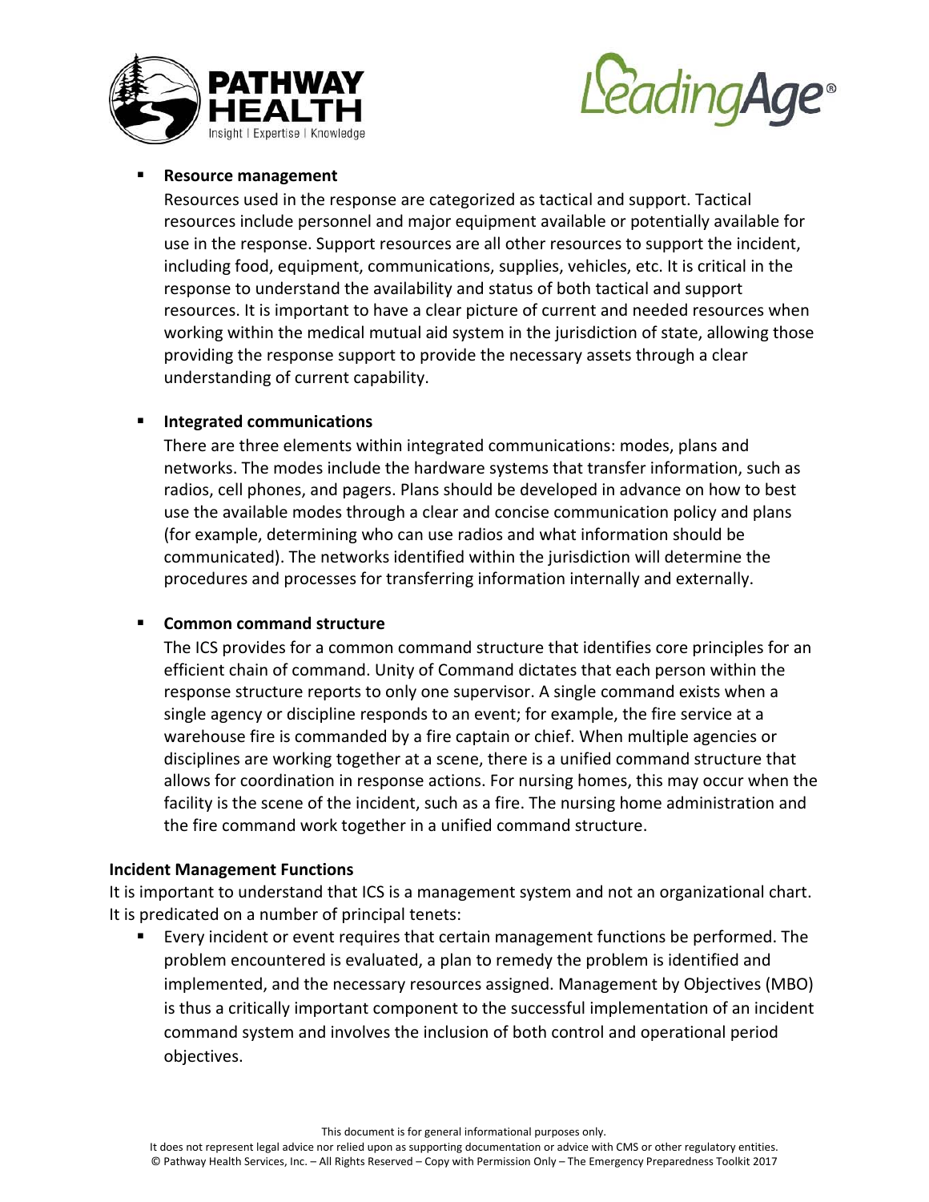- **Resource management**

  Resources used in the response are categorized as tactical and support. Tactical resources include personnel and major equipment available or potentially available for use in the response. Support resources are all other resources to support the incident, including food, equipment, communications, supplies, vehicles, etc. It is critical in the response to understand the availability and status of both tactical and support resources. It is important to have a clear picture of current and needed resources when working within the medical mutual aid system in the jurisdiction of state, allowing those providing the response support to provide the necessary assets through a clear understanding of current capability.

- **Integrated communications**

  There are three elements within integrated communications: modes, plans and networks. The modes include the hardware systems that transfer information, such as radios, cell phones, and pagers. Plans should be developed in advance on how to best use the available modes through a clear and concise communication policy and plans (for example, determining who can use radios and what information should be communicated). The networks identified within the jurisdiction will determine the procedures and processes for transferring information internally and externally.

- **Common command structure**

  The ICS provides for a common command structure that identifies core principles for an efficient chain of command. Unity of Command dictates that each person within the response structure reports to only one supervisor. A single command exists when a single agency or discipline responds to an event; for example, the fire service at a warehouse fire is commanded by a fire captain or chief. When multiple agencies or disciplines are working together at a scene, there is a unified command structure that allows for coordination in response actions. For nursing homes, this may occur when the facility is the scene of the incident, such as a fire. The nursing home administration and the fire command work together in a unified command structure.

**Incident Management Functions**

It is important to understand that ICS is a management system and not an organizational chart. It is predicated on a number of principal tenets:

- Every incident or event requires that certain management functions be performed. The problem encountered is evaluated, a plan to remedy the problem is identified and implemented, and the necessary resources assigned. Management by Objectives (MBO) is thus a critically important component to the successful implementation of an incident command system and involves the inclusion of both control and operational period objectives.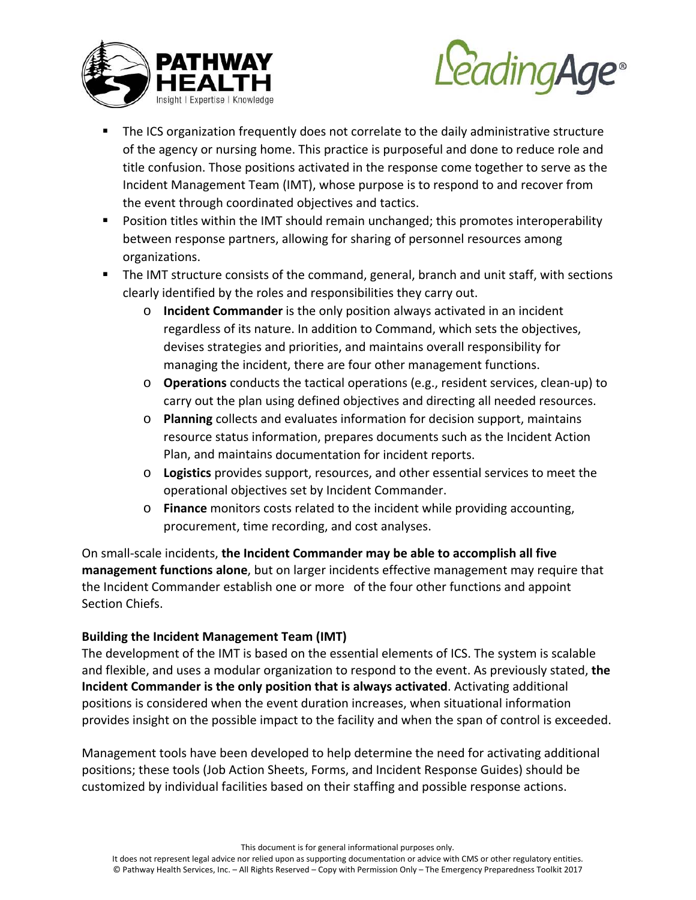- The ICS organization frequently does not correlate to the daily administrative structure of the agency or nursing home. This practice is purposeful and done to reduce role and title confusion. Those positions activated in the response come together to serve as the Incident Management Team (IMT), whose purpose is to respond to and recover from the event through coordinated objectives and tactics.
- Position titles within the IMT should remain unchanged; this promotes interoperability between response partners, allowing for sharing of personnel resources among organizations.
- The IMT structure consists of the command, general, branch and unit staff, with sections clearly identified by the roles and responsibilities they carry out.
  - **Incident Commander** is the only position always activated in an incident regardless of its nature. In addition to Command, which sets the objectives, devises strategies and priorities, and maintains overall responsibility for managing the incident, there are four other management functions.
  - **Operations** conducts the tactical operations (e.g., resident services, clean-up) to carry out the plan using defined objectives and directing all needed resources.
  - **Planning** collects and evaluates information for decision support, maintains resource status information, prepares documents such as the Incident Action Plan, and maintains documentation for incident reports.
  - **Logistics** provides support, resources, and other essential services to meet the operational objectives set by Incident Commander.
  - **Finance** monitors costs related to the incident while providing accounting, procurement, time recording, and cost analyses.

On small-scale incidents, **the Incident Commander may be able to accomplish all five management functions alone**, but on larger incidents effective management may require that the Incident Commander establish one or more of the four other functions and appoint Section Chiefs.

**Building the Incident Management Team (IMT)**

The development of the IMT is based on the essential elements of ICS. The system is scalable and flexible, and uses a modular organization to respond to the event. As previously stated, **the Incident Commander is the only position that is always activated**. Activating additional positions is considered when the event duration increases, when situational information provides insight on the possible impact to the facility and when the span of control is exceeded.

Management tools have been developed to help determine the need for activating additional positions; these tools (Job Action Sheets, Forms, and Incident Response Guides) should be customized by individual facilities based on their staffing and possible response actions.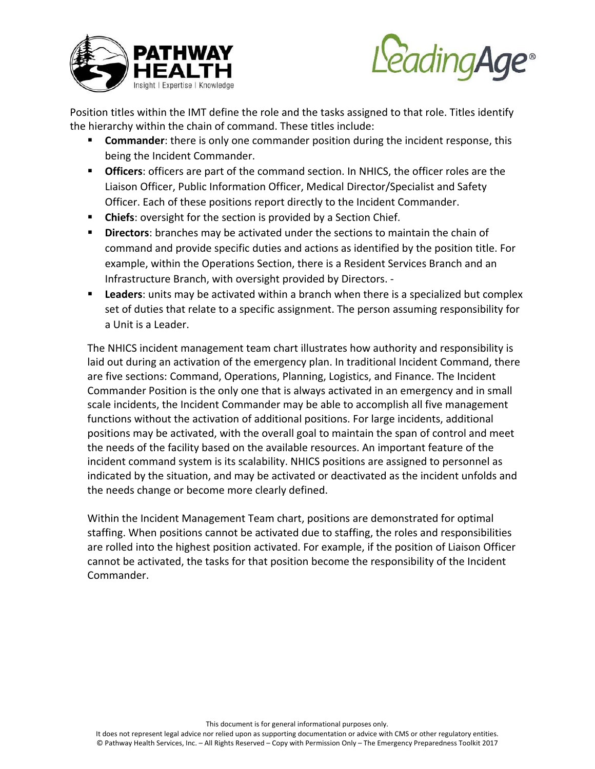Position titles within the IMT define the role and the tasks assigned to that role. Titles identify the hierarchy within the chain of command. These titles include:

- **Commander**: there is only one commander position during the incident response, this being the Incident Commander.
- **Officers**: officers are part of the command section. In NHICS, the officer roles are the Liaison Officer, Public Information Officer, Medical Director/Specialist and Safety Officer. Each of these positions report directly to the Incident Commander.
- **Chiefs**: oversight for the section is provided by a Section Chief.
- **Directors**: branches may be activated under the sections to maintain the chain of command and provide specific duties and actions as identified by the position title. For example, within the Operations Section, there is a Resident Services Branch and an Infrastructure Branch, with oversight provided by Directors. -
- **Leaders**: units may be activated within a branch when there is a specialized but complex set of duties that relate to a specific assignment. The person assuming responsibility for a Unit is a Leader.

The NHICS incident management team chart illustrates how authority and responsibility is laid out during an activation of the emergency plan. In traditional Incident Command, there are five sections: Command, Operations, Planning, Logistics, and Finance. The Incident Commander Position is the only one that is always activated in an emergency and in small scale incidents, the Incident Commander may be able to accomplish all five management functions without the activation of additional positions. For large incidents, additional positions may be activated, with the overall goal to maintain the span of control and meet the needs of the facility based on the available resources. An important feature of the incident command system is its scalability. NHICS positions are assigned to personnel as indicated by the situation, and may be activated or deactivated as the incident unfolds and the needs change or become more clearly defined.

Within the Incident Management Team chart, positions are demonstrated for optimal staffing. When positions cannot be activated due to staffing, the roles and responsibilities are rolled into the highest position activated. For example, if the position of Liaison Officer cannot be activated, the tasks for that position become the responsibility of the Incident Commander.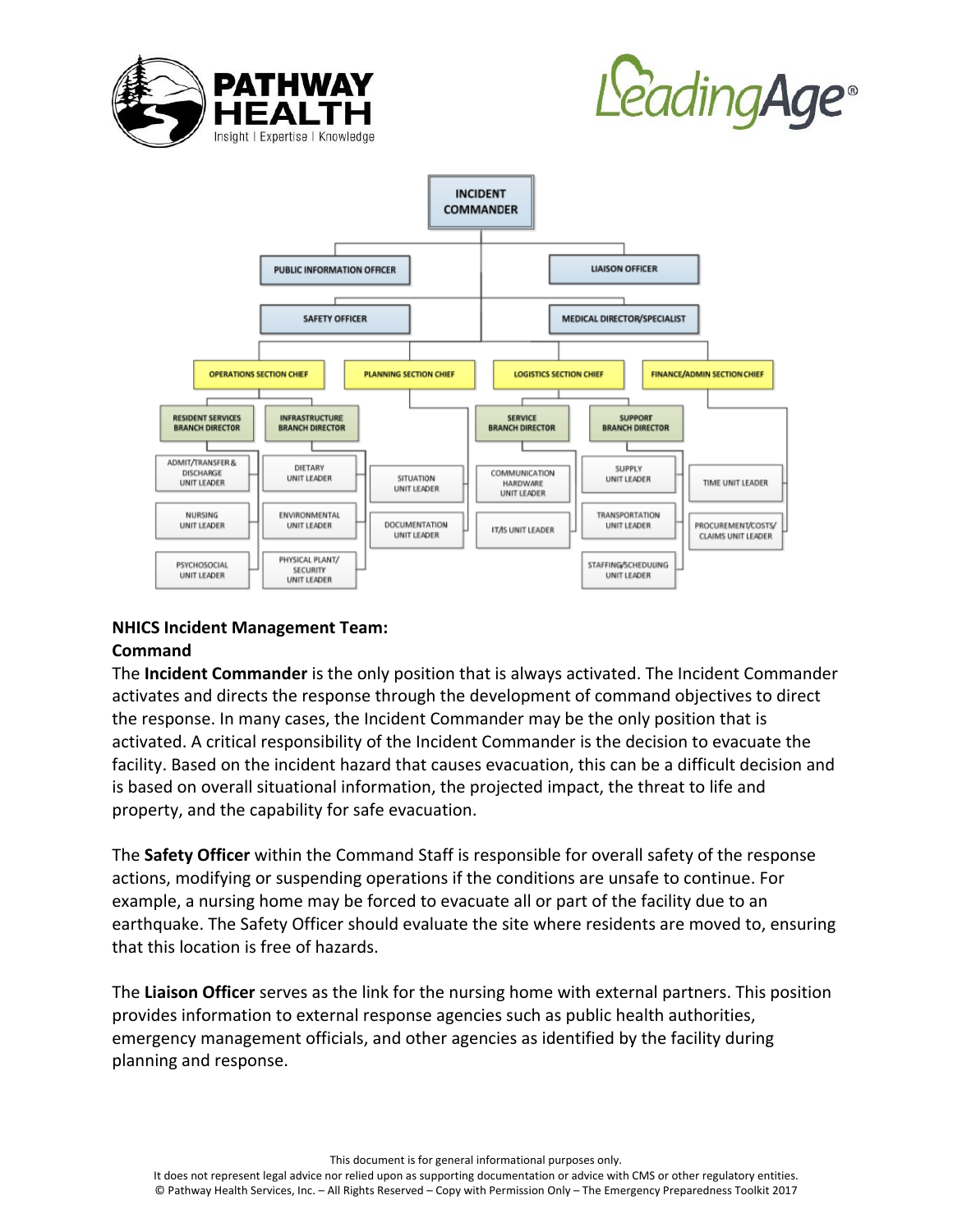- INCIDENT COMMANDER
  - PUBLIC INFORMATION OFFICER
  - LIAISON OFFICER
  - SAFETY OFFICER
  - MEDICAL DIRECTOR/SPECIALIST
  - OPERATIONS SECTION CHIEF
    - RESIDENT SERVICES BRANCH DIRECTOR
      - ADMIT/TRANSFER & DISCHARGE UNIT LEADER
      - NURSING UNIT LEADER
      - PSYCHOSOCIAL UNIT LEADER
    - INFRASTRUCTURE BRANCH DIRECTOR
      - DIETARY UNIT LEADER
      - ENVIRONMENTAL UNIT LEADER
      - PHYSICAL PLANT/ SECURITY UNIT LEADER
  - PLANNING SECTION CHIEF
    - SITUATION UNIT LEADER
    - DOCUMENTATION UNIT LEADER
  - LOGISTICS SECTION CHIEF
    - SERVICE BRANCH DIRECTOR
      - COMMUNICATION HARDWARE UNIT LEADER
      - IT/IS UNIT LEADER
    - SUPPORT BRANCH DIRECTOR
      - SUPPLY UNIT LEADER
      - TRANSPORTATION UNIT LEADER
      - STAFFING/SCHEDULING UNIT LEADER
  - FINANCE/ADMIN SECTION CHIEF
    - TIME UNIT LEADER
    - PROCUREMENT/COSTS/ CLAIMS UNIT LEADER

**NHICS Incident Management Team:**
**Command**

The **Incident Commander** is the only position that is always activated. The Incident Commander activates and directs the response through the development of command objectives to direct the response. In many cases, the Incident Commander may be the only position that is activated. A critical responsibility of the Incident Commander is the decision to evacuate the facility. Based on the incident hazard that causes evacuation, this can be a difficult decision and is based on overall situational information, the projected impact, the threat to life and property, and the capability for safe evacuation.

The **Safety Officer** within the Command Staff is responsible for overall safety of the response actions, modifying or suspending operations if the conditions are unsafe to continue. For example, a nursing home may be forced to evacuate all or part of the facility due to an earthquake. The Safety Officer should evaluate the site where residents are moved to, ensuring that this location is free of hazards.

The **Liaison Officer** serves as the link for the nursing home with external partners. This position provides information to external response agencies such as public health authorities, emergency management officials, and other agencies as identified by the facility during planning and response.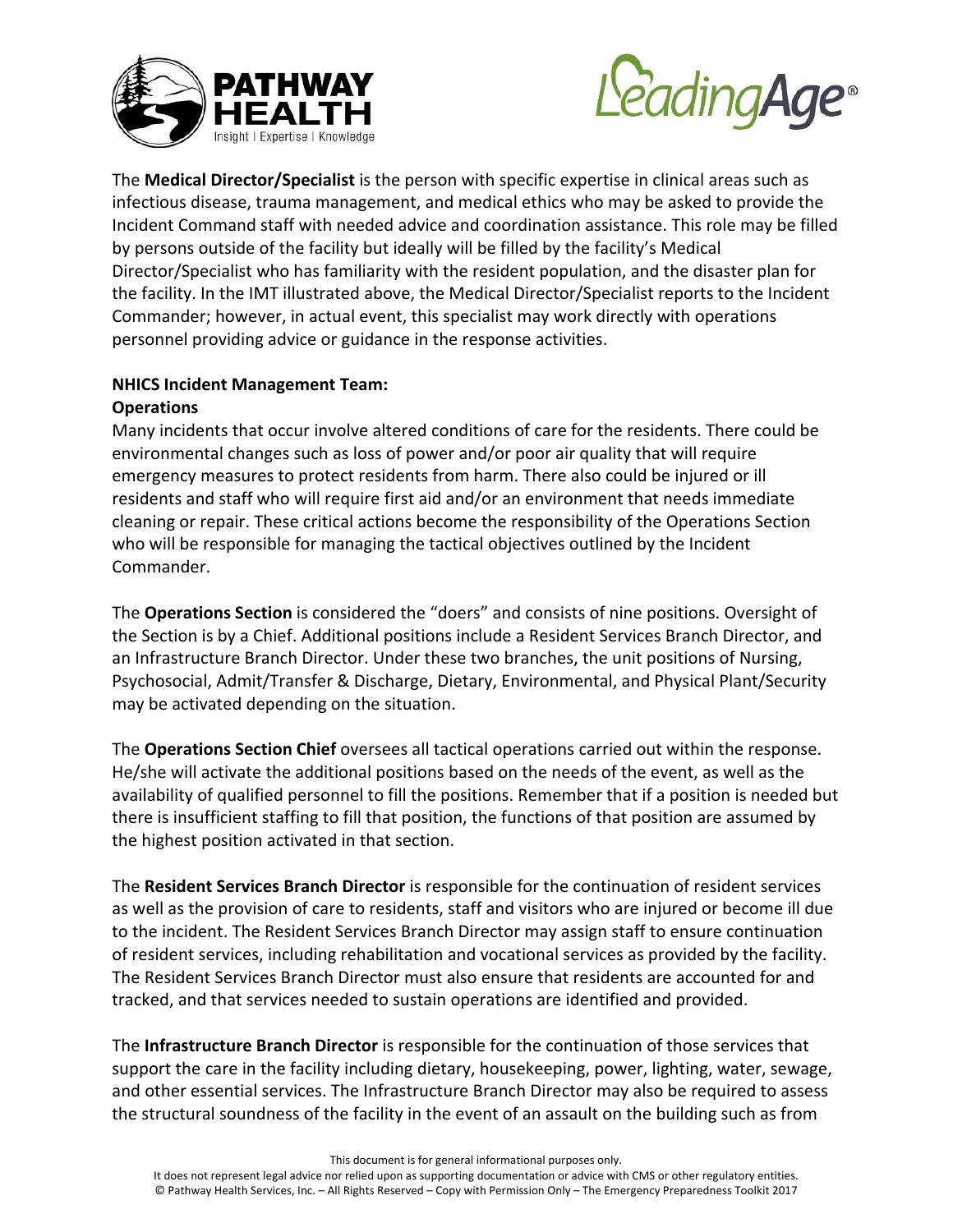The **Medical Director/Specialist** is the person with specific expertise in clinical areas such as infectious disease, trauma management, and medical ethics who may be asked to provide the Incident Command staff with needed advice and coordination assistance. This role may be filled by persons outside of the facility but ideally will be filled by the facility's Medical Director/Specialist who has familiarity with the resident population, and the disaster plan for the facility. In the IMT illustrated above, the Medical Director/Specialist reports to the Incident Commander; however, in actual event, this specialist may work directly with operations personnel providing advice or guidance in the response activities.

**NHICS Incident Management Team:**
**Operations**

Many incidents that occur involve altered conditions of care for the residents. There could be environmental changes such as loss of power and/or poor air quality that will require emergency measures to protect residents from harm. There also could be injured or ill residents and staff who will require first aid and/or an environment that needs immediate cleaning or repair. These critical actions become the responsibility of the Operations Section who will be responsible for managing the tactical objectives outlined by the Incident Commander.

The **Operations Section** is considered the "doers" and consists of nine positions. Oversight of the Section is by a Chief. Additional positions include a Resident Services Branch Director, and an Infrastructure Branch Director. Under these two branches, the unit positions of Nursing, Psychosocial, Admit/Transfer & Discharge, Dietary, Environmental, and Physical Plant/Security may be activated depending on the situation.

The **Operations Section Chief** oversees all tactical operations carried out within the response. He/she will activate the additional positions based on the needs of the event, as well as the availability of qualified personnel to fill the positions. Remember that if a position is needed but there is insufficient staffing to fill that position, the functions of that position are assumed by the highest position activated in that section.

The **Resident Services Branch Director** is responsible for the continuation of resident services as well as the provision of care to residents, staff and visitors who are injured or become ill due to the incident. The Resident Services Branch Director may assign staff to ensure continuation of resident services, including rehabilitation and vocational services as provided by the facility. The Resident Services Branch Director must also ensure that residents are accounted for and tracked, and that services needed to sustain operations are identified and provided.

The **Infrastructure Branch Director** is responsible for the continuation of those services that support the care in the facility including dietary, housekeeping, power, lighting, water, sewage, and other essential services. The Infrastructure Branch Director may also be required to assess the structural soundness of the facility in the event of an assault on the building such as from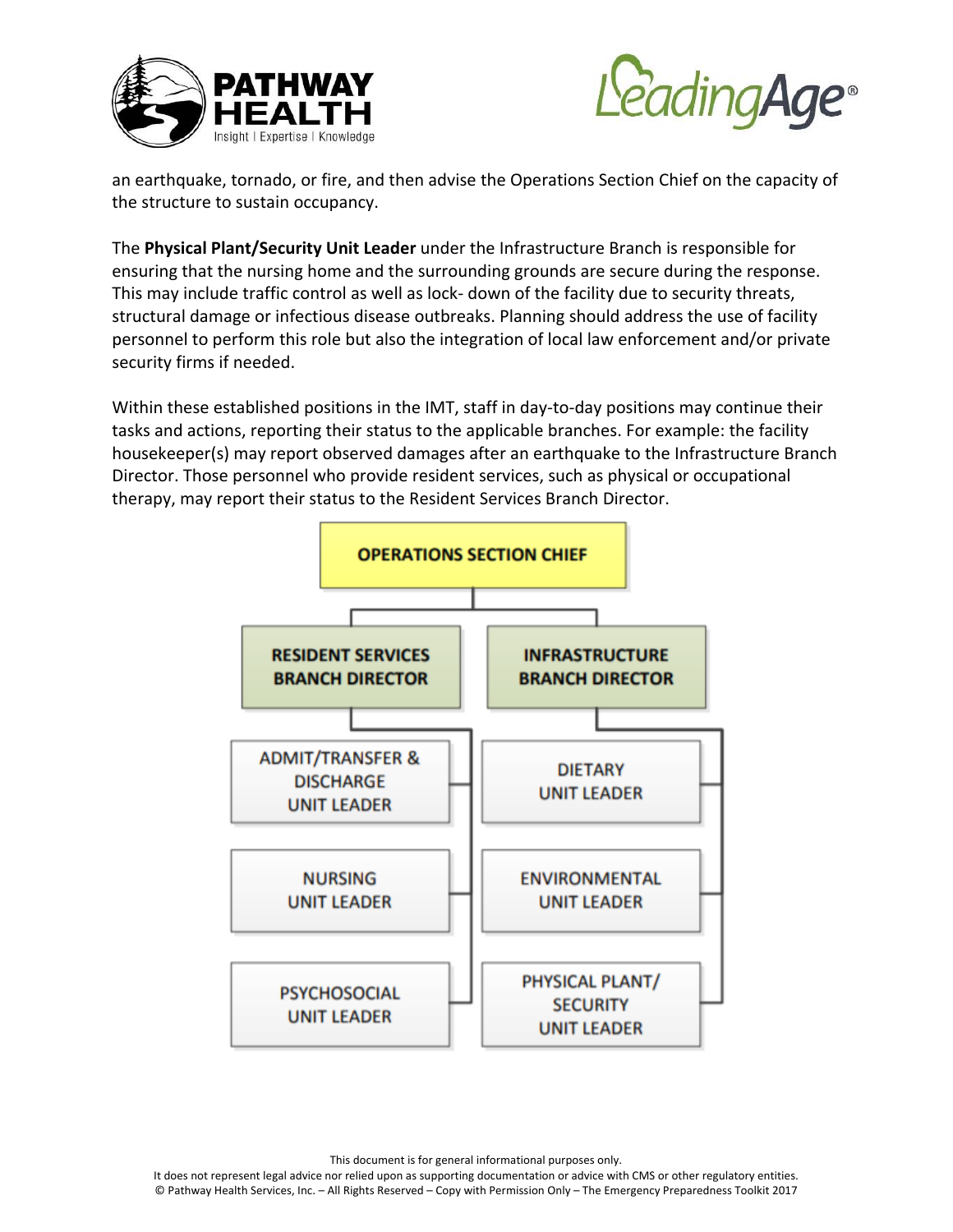an earthquake, tornado, or fire, and then advise the Operations Section Chief on the capacity of the structure to sustain occupancy.

The **Physical Plant/Security Unit Leader** under the Infrastructure Branch is responsible for ensuring that the nursing home and the surrounding grounds are secure during the response. This may include traffic control as well as lock- down of the facility due to security threats, structural damage or infectious disease outbreaks. Planning should address the use of facility personnel to perform this role but also the integration of local law enforcement and/or private security firms if needed.

Within these established positions in the IMT, staff in day-to-day positions may continue their tasks and actions, reporting their status to the applicable branches. For example: the facility housekeeper(s) may report observed damages after an earthquake to the Infrastructure Branch Director. Those personnel who provide resident services, such as physical or occupational therapy, may report their status to the Resident Services Branch Director.

- **OPERATIONS SECTION CHIEF**
  - **RESIDENT SERVICES BRANCH DIRECTOR**
    - ADMIT/TRANSFER & DISCHARGE UNIT LEADER
    - NURSING UNIT LEADER
    - PSYCHOSOCIAL UNIT LEADER
  - **INFRASTRUCTURE BRANCH DIRECTOR**
    - DIETARY UNIT LEADER
    - ENVIRONMENTAL UNIT LEADER
    - PHYSICAL PLANT/ SECURITY UNIT LEADER

This document is for general informational purposes only.
It does not represent legal advice nor relied upon as supporting documentation or advice with CMS or other regulatory entities.
© Pathway Health Services, Inc. – All Rights Reserved – Copy with Permission Only – The Emergency Preparedness Toolkit 2017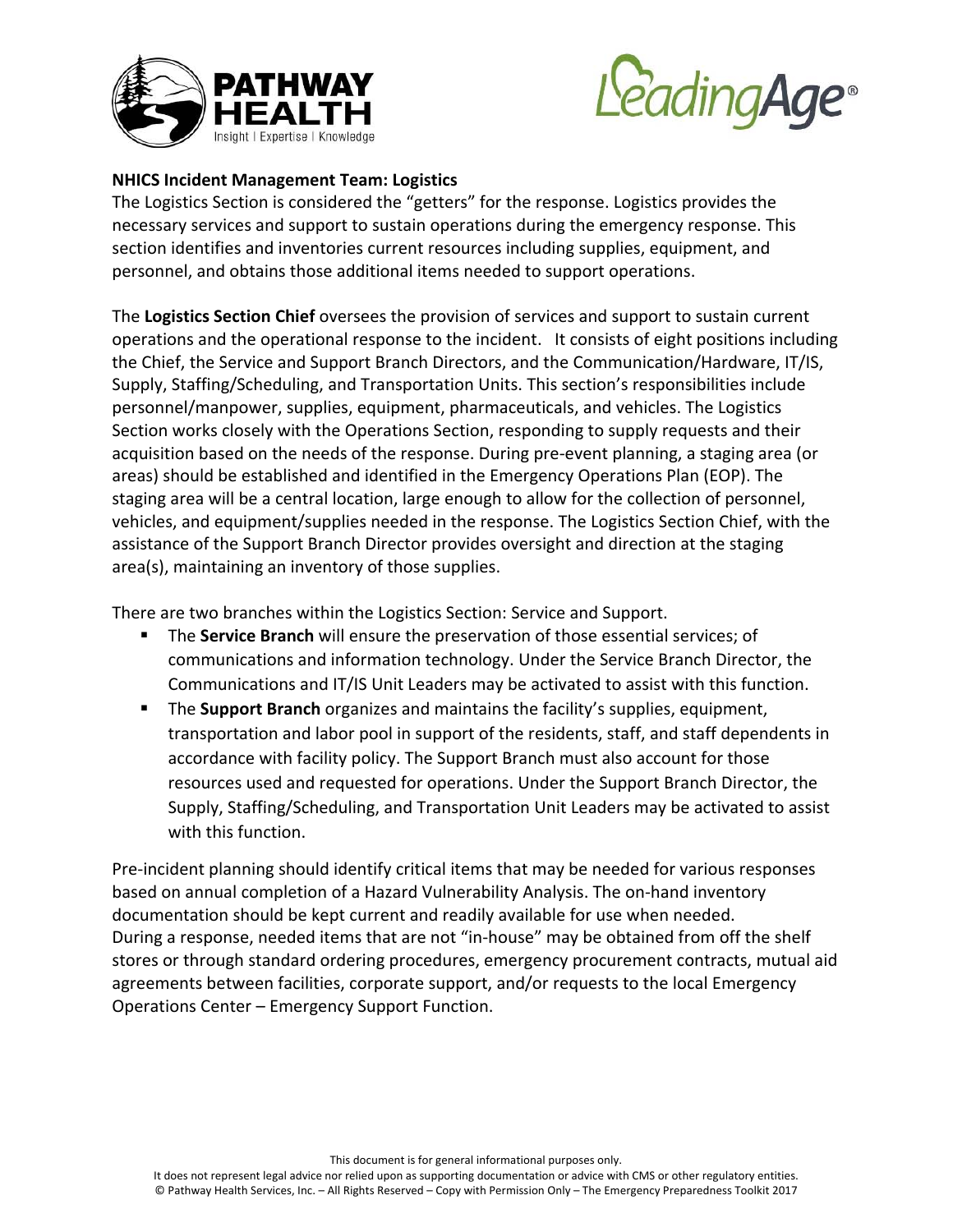**NHICS Incident Management Team: Logistics**

The Logistics Section is considered the "getters" for the response. Logistics provides the necessary services and support to sustain operations during the emergency response. This section identifies and inventories current resources including supplies, equipment, and personnel, and obtains those additional items needed to support operations.

The **Logistics Section Chief** oversees the provision of services and support to sustain current operations and the operational response to the incident. It consists of eight positions including the Chief, the Service and Support Branch Directors, and the Communication/Hardware, IT/IS, Supply, Staffing/Scheduling, and Transportation Units. This section's responsibilities include personnel/manpower, supplies, equipment, pharmaceuticals, and vehicles. The Logistics Section works closely with the Operations Section, responding to supply requests and their acquisition based on the needs of the response. During pre-event planning, a staging area (or areas) should be established and identified in the Emergency Operations Plan (EOP). The staging area will be a central location, large enough to allow for the collection of personnel, vehicles, and equipment/supplies needed in the response. The Logistics Section Chief, with the assistance of the Support Branch Director provides oversight and direction at the staging area(s), maintaining an inventory of those supplies.

There are two branches within the Logistics Section: Service and Support.

- The **Service Branch** will ensure the preservation of those essential services; of communications and information technology. Under the Service Branch Director, the Communications and IT/IS Unit Leaders may be activated to assist with this function.
- The **Support Branch** organizes and maintains the facility's supplies, equipment, transportation and labor pool in support of the residents, staff, and staff dependents in accordance with facility policy. The Support Branch must also account for those resources used and requested for operations. Under the Support Branch Director, the Supply, Staffing/Scheduling, and Transportation Unit Leaders may be activated to assist with this function.

Pre-incident planning should identify critical items that may be needed for various responses based on annual completion of a Hazard Vulnerability Analysis. The on-hand inventory documentation should be kept current and readily available for use when needed.
During a response, needed items that are not "in-house" may be obtained from off the shelf stores or through standard ordering procedures, emergency procurement contracts, mutual aid agreements between facilities, corporate support, and/or requests to the local Emergency Operations Center – Emergency Support Function.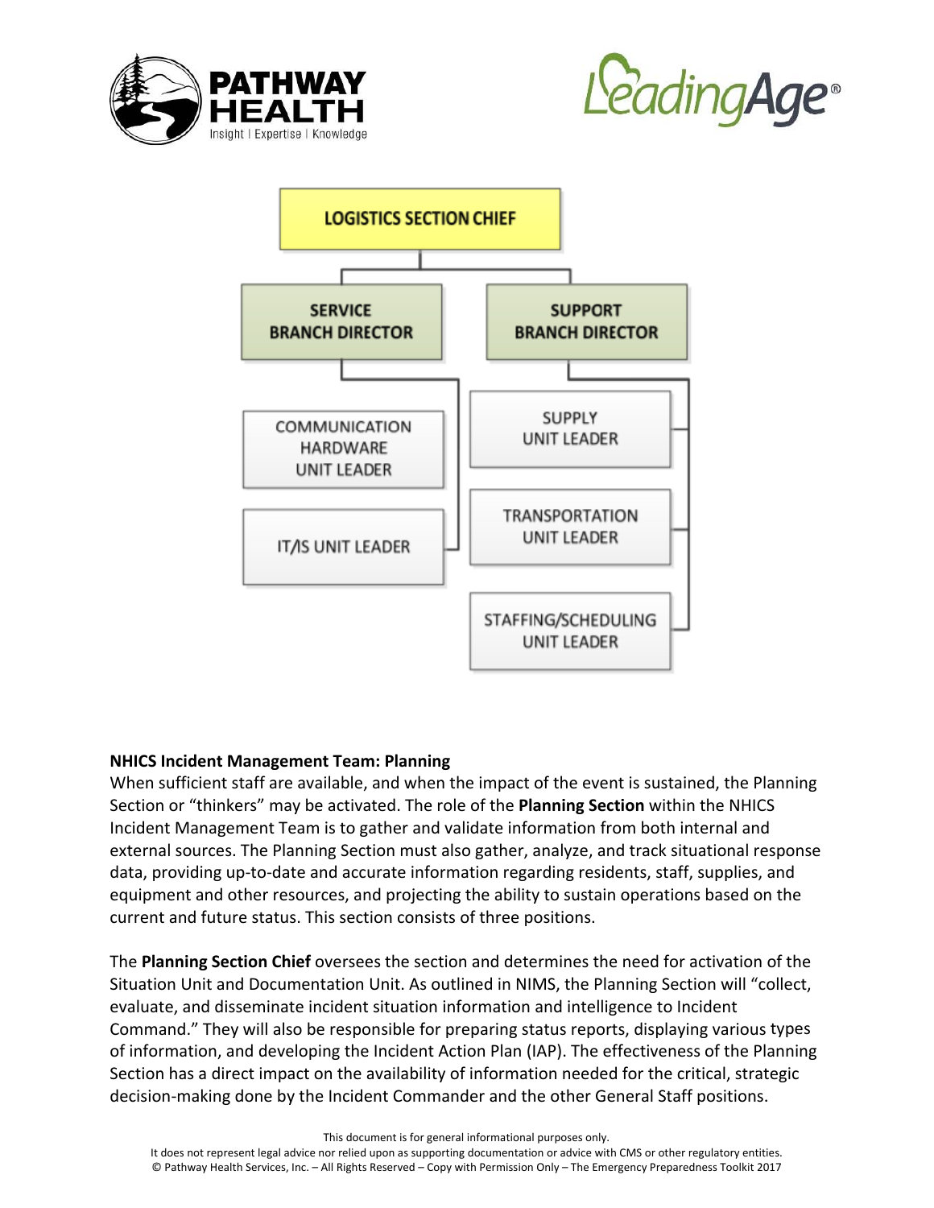LOGISTICS SECTION CHIEF

- SERVICE BRANCH DIRECTOR
  - COMMUNICATION HARDWARE UNIT LEADER
  - IT/IS UNIT LEADER
- SUPPORT BRANCH DIRECTOR
  - SUPPLY UNIT LEADER
  - TRANSPORTATION UNIT LEADER
  - STAFFING/SCHEDULING UNIT LEADER

**NHICS Incident Management Team: Planning**

When sufficient staff are available, and when the impact of the event is sustained, the Planning Section or "thinkers" may be activated. The role of the **Planning Section** within the NHICS Incident Management Team is to gather and validate information from both internal and external sources. The Planning Section must also gather, analyze, and track situational response data, providing up-to-date and accurate information regarding residents, staff, supplies, and equipment and other resources, and projecting the ability to sustain operations based on the current and future status. This section consists of three positions.

The **Planning Section Chief** oversees the section and determines the need for activation of the Situation Unit and Documentation Unit. As outlined in NIMS, the Planning Section will "collect, evaluate, and disseminate incident situation information and intelligence to Incident Command." They will also be responsible for preparing status reports, displaying various types of information, and developing the Incident Action Plan (IAP). The effectiveness of the Planning Section has a direct impact on the availability of information needed for the critical, strategic decision-making done by the Incident Commander and the other General Staff positions.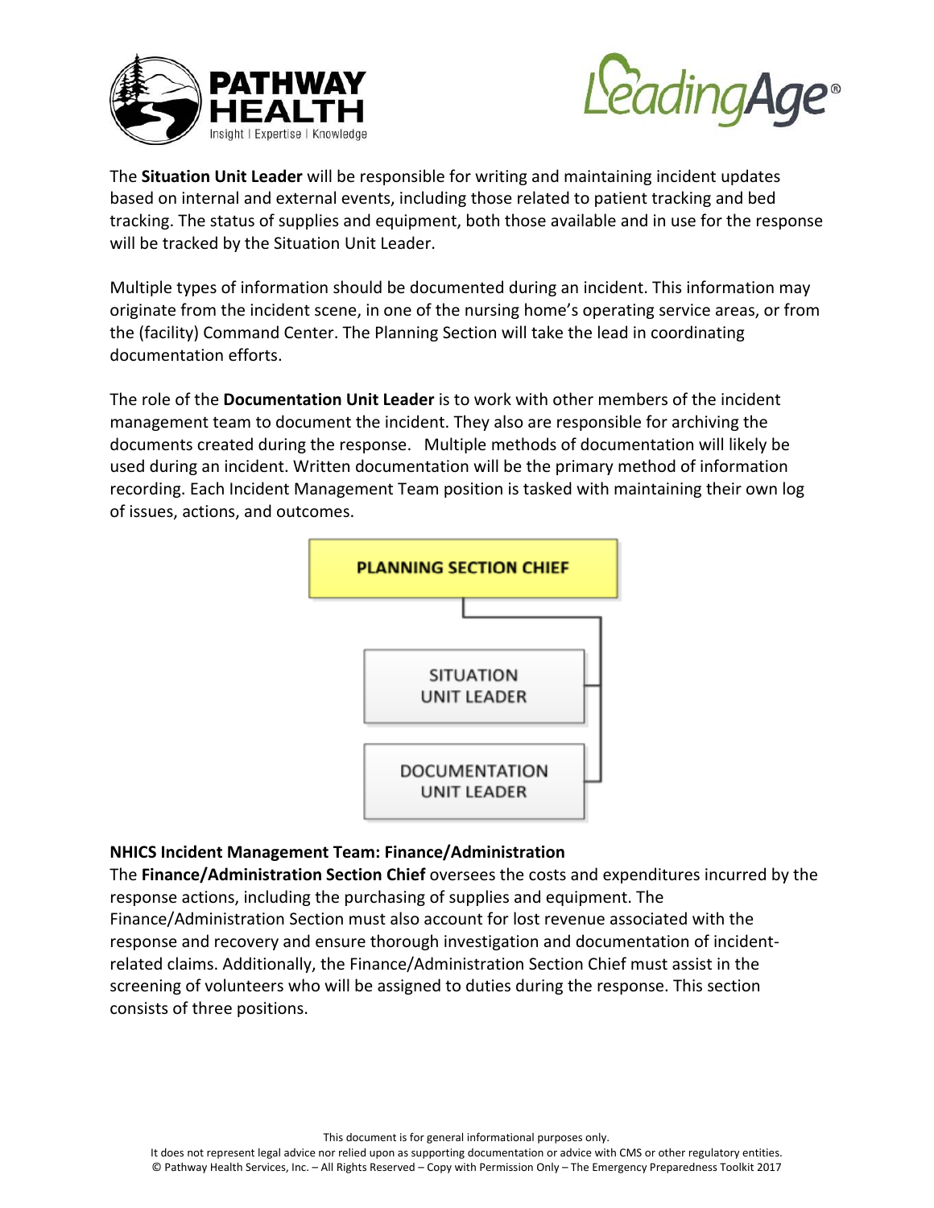The **Situation Unit Leader** will be responsible for writing and maintaining incident updates based on internal and external events, including those related to patient tracking and bed tracking. The status of supplies and equipment, both those available and in use for the response will be tracked by the Situation Unit Leader.

Multiple types of information should be documented during an incident. This information may originate from the incident scene, in one of the nursing home's operating service areas, or from the (facility) Command Center. The Planning Section will take the lead in coordinating documentation efforts.

The role of the **Documentation Unit Leader** is to work with other members of the incident management team to document the incident. They also are responsible for archiving the documents created during the response. Multiple methods of documentation will likely be used during an incident. Written documentation will be the primary method of information recording. Each Incident Management Team position is tasked with maintaining their own log of issues, actions, and outcomes.

PLANNING SECTION CHIEF

- SITUATION UNIT LEADER
- DOCUMENTATION UNIT LEADER

**NHICS Incident Management Team: Finance/Administration**

The **Finance/Administration Section Chief** oversees the costs and expenditures incurred by the response actions, including the purchasing of supplies and equipment. The Finance/Administration Section must also account for lost revenue associated with the response and recovery and ensure thorough investigation and documentation of incident-related claims. Additionally, the Finance/Administration Section Chief must assist in the screening of volunteers who will be assigned to duties during the response. This section consists of three positions.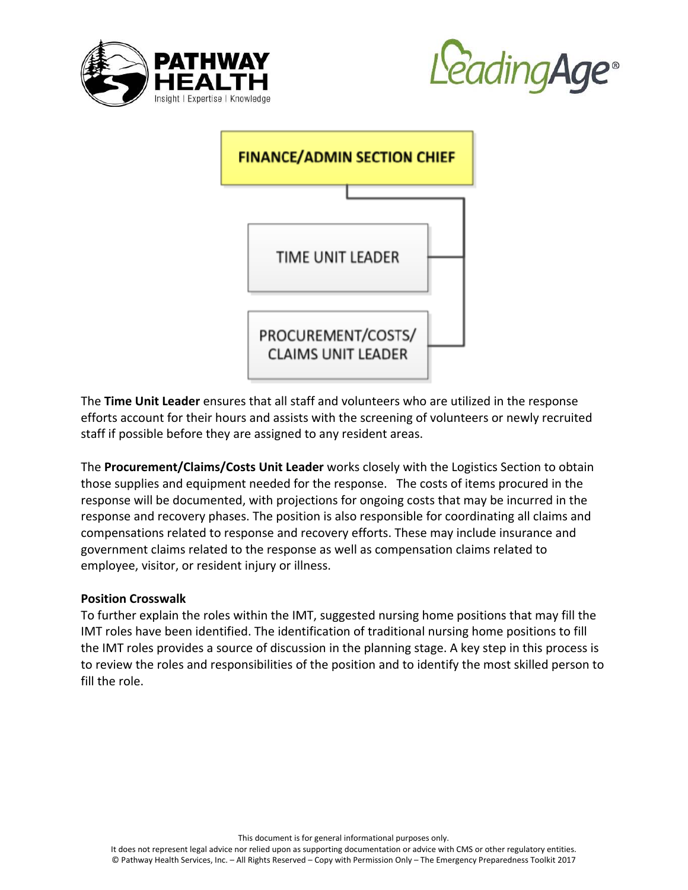FINANCE/ADMIN SECTION CHIEF

TIME UNIT LEADER

PROCUREMENT/COSTS/ CLAIMS UNIT LEADER

The **Time Unit Leader** ensures that all staff and volunteers who are utilized in the response efforts account for their hours and assists with the screening of volunteers or newly recruited staff if possible before they are assigned to any resident areas.

The **Procurement/Claims/Costs Unit Leader** works closely with the Logistics Section to obtain those supplies and equipment needed for the response. The costs of items procured in the response will be documented, with projections for ongoing costs that may be incurred in the response and recovery phases. The position is also responsible for coordinating all claims and compensations related to response and recovery efforts. These may include insurance and government claims related to the response as well as compensation claims related to employee, visitor, or resident injury or illness.

**Position Crosswalk**

To further explain the roles within the IMT, suggested nursing home positions that may fill the IMT roles have been identified. The identification of traditional nursing home positions to fill the IMT roles provides a source of discussion in the planning stage. A key step in this process is to review the roles and responsibilities of the position and to identify the most skilled person to fill the role.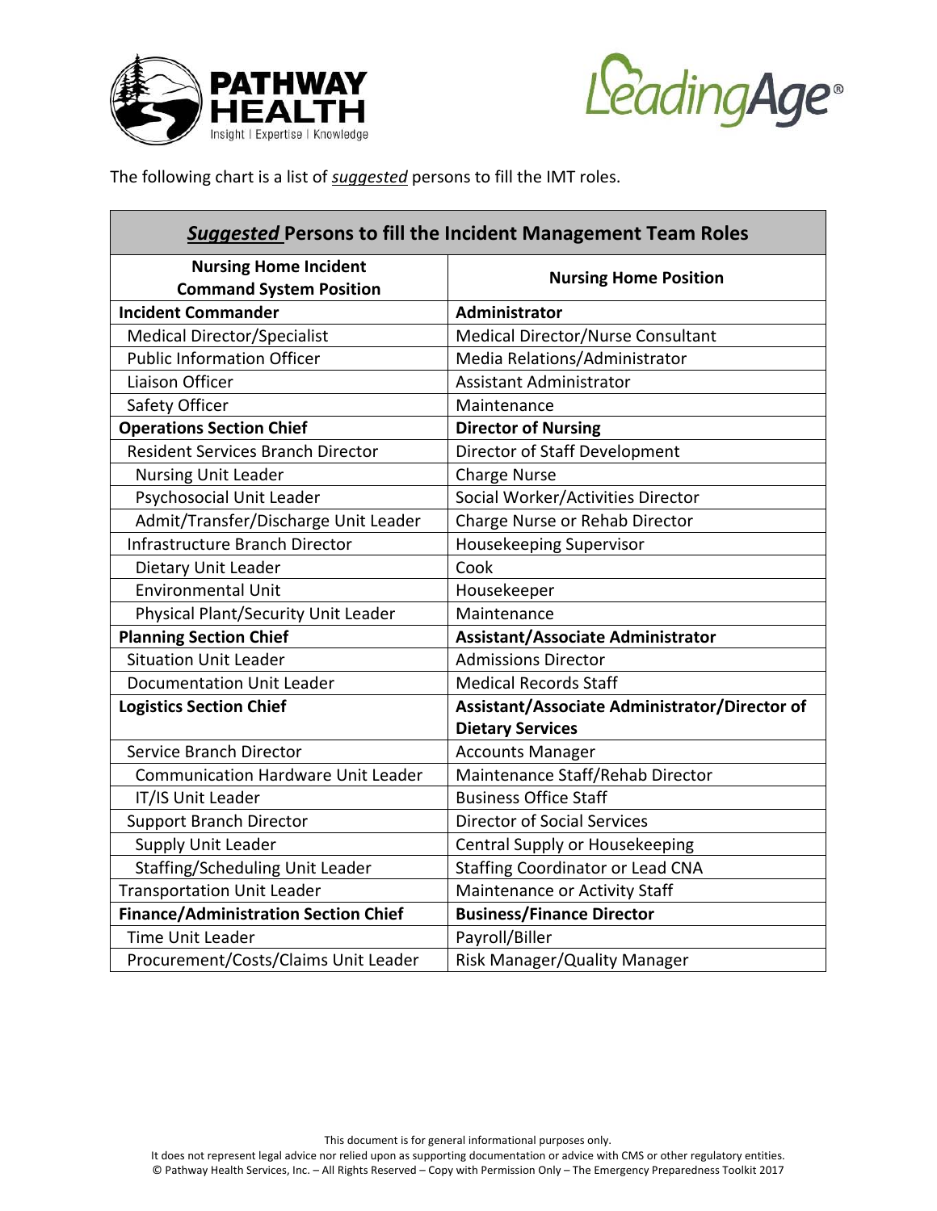The following chart is a list of ***suggested*** persons to fill the IMT roles.

| ***Suggested*** **Persons to fill the Incident Management Team Roles** | |
|---|---|
| **Nursing Home Incident Command System Position** | **Nursing Home Position** |
| **Incident Commander** | **Administrator** |
| Medical Director/Specialist | Medical Director/Nurse Consultant |
| Public Information Officer | Media Relations/Administrator |
| Liaison Officer | Assistant Administrator |
| Safety Officer | Maintenance |
| **Operations Section Chief** | **Director of Nursing** |
| Resident Services Branch Director | Director of Staff Development |
| Nursing Unit Leader | Charge Nurse |
| Psychosocial Unit Leader | Social Worker/Activities Director |
| Admit/Transfer/Discharge Unit Leader | Charge Nurse or Rehab Director |
| Infrastructure Branch Director | Housekeeping Supervisor |
| Dietary Unit Leader | Cook |
| Environmental Unit | Housekeeper |
| Physical Plant/Security Unit Leader | Maintenance |
| **Planning Section Chief** | **Assistant/Associate Administrator** |
| Situation Unit Leader | Admissions Director |
| Documentation Unit Leader | Medical Records Staff |
| **Logistics Section Chief** | **Assistant/Associate Administrator/Director of Dietary Services** |
| Service Branch Director | Accounts Manager |
| Communication Hardware Unit Leader | Maintenance Staff/Rehab Director |
| IT/IS Unit Leader | Business Office Staff |
| Support Branch Director | Director of Social Services |
| Supply Unit Leader | Central Supply or Housekeeping |
| Staffing/Scheduling Unit Leader | Staffing Coordinator or Lead CNA |
| Transportation Unit Leader | Maintenance or Activity Staff |
| **Finance/Administration Section Chief** | **Business/Finance Director** |
| Time Unit Leader | Payroll/Biller |
| Procurement/Costs/Claims Unit Leader | Risk Manager/Quality Manager |

This document is for general informational purposes only.
It does not represent legal advice nor relied upon as supporting documentation or advice with CMS or other regulatory entities.
© Pathway Health Services, Inc. – All Rights Reserved – Copy with Permission Only – The Emergency Preparedness Toolkit 2017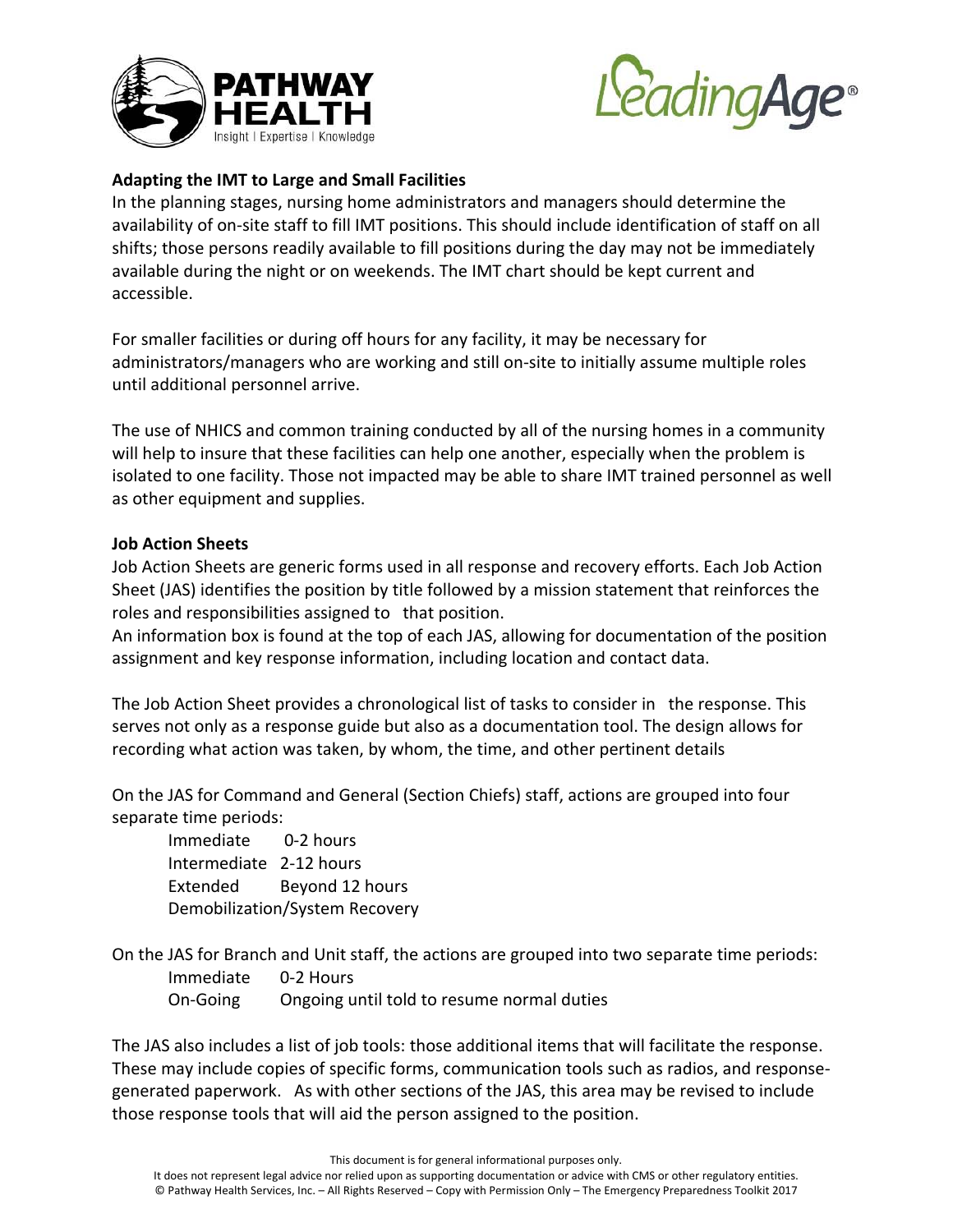**Adapting the IMT to Large and Small Facilities**

In the planning stages, nursing home administrators and managers should determine the availability of on-site staff to fill IMT positions. This should include identification of staff on all shifts; those persons readily available to fill positions during the day may not be immediately available during the night or on weekends. The IMT chart should be kept current and accessible.

For smaller facilities or during off hours for any facility, it may be necessary for administrators/managers who are working and still on-site to initially assume multiple roles until additional personnel arrive.

The use of NHICS and common training conducted by all of the nursing homes in a community will help to insure that these facilities can help one another, especially when the problem is isolated to one facility. Those not impacted may be able to share IMT trained personnel as well as other equipment and supplies.

**Job Action Sheets**

Job Action Sheets are generic forms used in all response and recovery efforts. Each Job Action Sheet (JAS) identifies the position by title followed by a mission statement that reinforces the roles and responsibilities assigned to that position.

An information box is found at the top of each JAS, allowing for documentation of the position assignment and key response information, including location and contact data.

The Job Action Sheet provides a chronological list of tasks to consider in the response. This serves not only as a response guide but also as a documentation tool. The design allows for recording what action was taken, by whom, the time, and other pertinent details

On the JAS for Command and General (Section Chiefs) staff, actions are grouped into four separate time periods:

- Immediate 0-2 hours
- Intermediate 2-12 hours
- Extended Beyond 12 hours
- Demobilization/System Recovery

On the JAS for Branch and Unit staff, the actions are grouped into two separate time periods:

- Immediate 0-2 Hours
- On-Going Ongoing until told to resume normal duties

The JAS also includes a list of job tools: those additional items that will facilitate the response. These may include copies of specific forms, communication tools such as radios, and response-generated paperwork. As with other sections of the JAS, this area may be revised to include those response tools that will aid the person assigned to the position.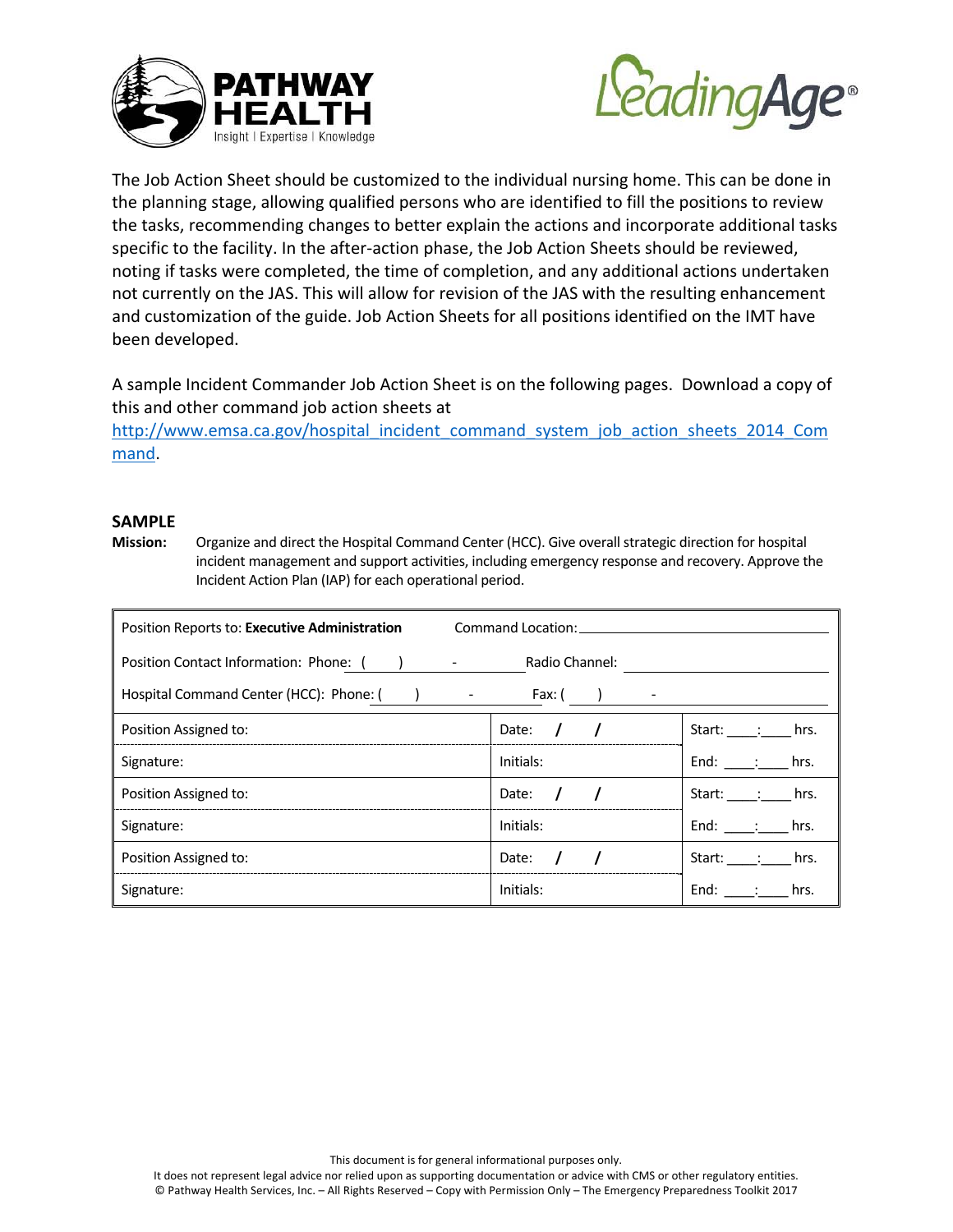The Job Action Sheet should be customized to the individual nursing home. This can be done in the planning stage, allowing qualified persons who are identified to fill the positions to review the tasks, recommending changes to better explain the actions and incorporate additional tasks specific to the facility. In the after-action phase, the Job Action Sheets should be reviewed, noting if tasks were completed, the time of completion, and any additional actions undertaken not currently on the JAS. This will allow for revision of the JAS with the resulting enhancement and customization of the guide. Job Action Sheets for all positions identified on the IMT have been developed.

A sample Incident Commander Job Action Sheet is on the following pages. Download a copy of this and other command job action sheets at [http://www.emsa.ca.gov/hospital_incident_command_system_job_action_sheets_2014_Command](http://www.emsa.ca.gov/hospital_incident_command_system_job_action_sheets_2014_Command).

**SAMPLE**

**Mission:** Organize and direct the Hospital Command Center (HCC). Give overall strategic direction for hospital incident management and support activities, including emergency response and recovery. Approve the Incident Action Plan (IAP) for each operational period.

| Position Reports to: **Executive Administration** | Command Location: ______________________ | |
|---|---|---|
| Position Contact Information: Phone: ( ) - | Radio Channel: ______________________ | |
| Hospital Command Center (HCC): Phone: ( ) - | Fax: ( ) - | |
| Position Assigned to: | Date: / / | Start: ____:____ hrs. |
| Signature: | Initials: | End: ____:____ hrs. |
| Position Assigned to: | Date: / / | Start: ____:____ hrs. |
| Signature: | Initials: | End: ____:____ hrs. |
| Position Assigned to: | Date: / / | Start: ____:____ hrs. |
| Signature: | Initials: | End: ____:____ hrs. |

This document is for general informational purposes only.
It does not represent legal advice nor relied upon as supporting documentation or advice with CMS or other regulatory entities.
© Pathway Health Services, Inc. – All Rights Reserved – Copy with Permission Only – The Emergency Preparedness Toolkit 2017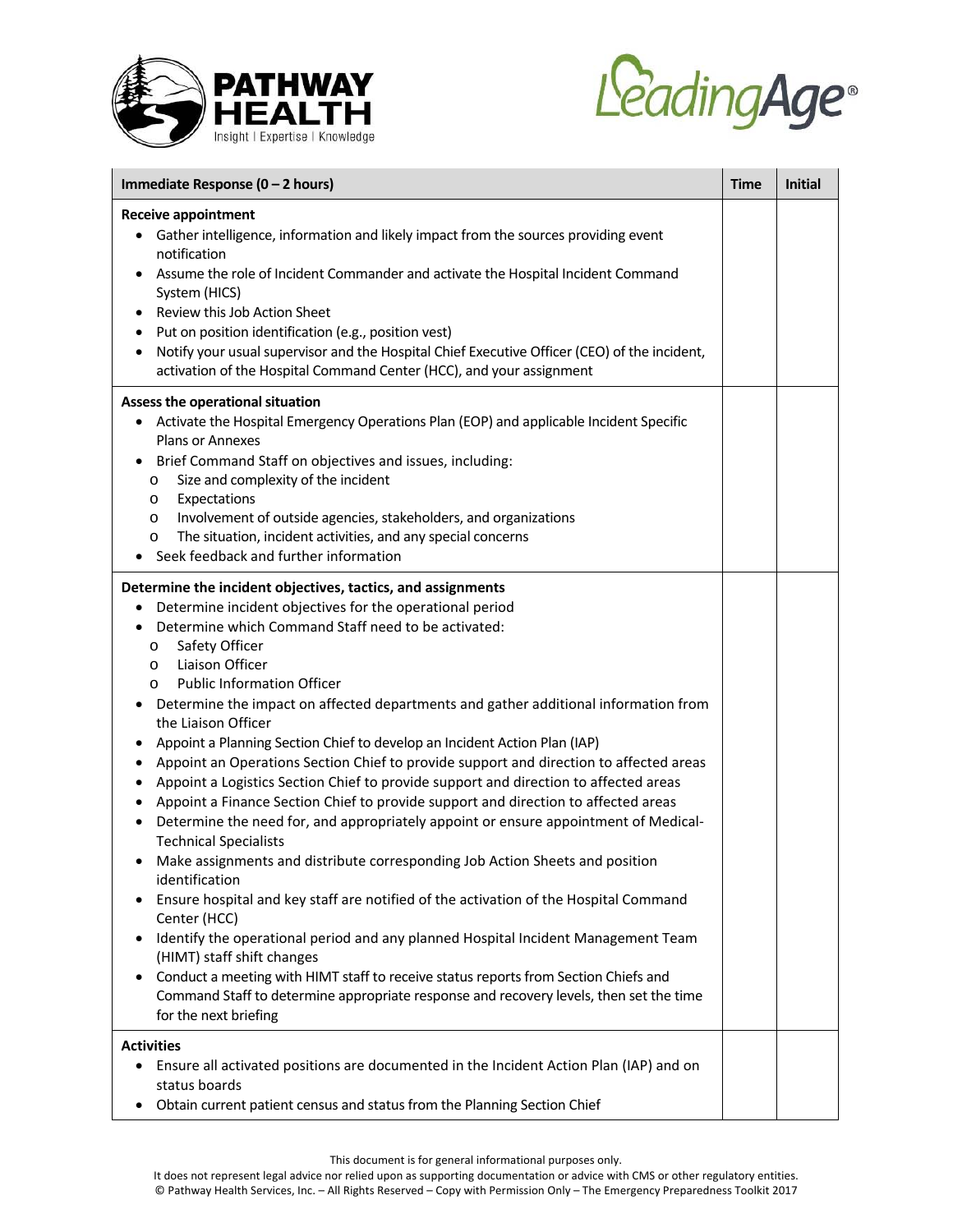| Immediate Response (0 – 2 hours) | Time | Initial |
|---|---|---|
| **Receive appointment**<br>• Gather intelligence, information and likely impact from the sources providing event notification<br>• Assume the role of Incident Commander and activate the Hospital Incident Command System (HICS)<br>• Review this Job Action Sheet<br>• Put on position identification (e.g., position vest)<br>• Notify your usual supervisor and the Hospital Chief Executive Officer (CEO) of the incident, activation of the Hospital Command Center (HCC), and your assignment | | |
| **Assess the operational situation**<br>• Activate the Hospital Emergency Operations Plan (EOP) and applicable Incident Specific Plans or Annexes<br>• Brief Command Staff on objectives and issues, including:<br>&nbsp;&nbsp;o Size and complexity of the incident<br>&nbsp;&nbsp;o Expectations<br>&nbsp;&nbsp;o Involvement of outside agencies, stakeholders, and organizations<br>&nbsp;&nbsp;o The situation, incident activities, and any special concerns<br>• Seek feedback and further information | | |
| **Determine the incident objectives, tactics, and assignments**<br>• Determine incident objectives for the operational period<br>• Determine which Command Staff need to be activated:<br>&nbsp;&nbsp;o Safety Officer<br>&nbsp;&nbsp;o Liaison Officer<br>&nbsp;&nbsp;o Public Information Officer<br>• Determine the impact on affected departments and gather additional information from the Liaison Officer<br>• Appoint a Planning Section Chief to develop an Incident Action Plan (IAP)<br>• Appoint an Operations Section Chief to provide support and direction to affected areas<br>• Appoint a Logistics Section Chief to provide support and direction to affected areas<br>• Appoint a Finance Section Chief to provide support and direction to affected areas<br>• Determine the need for, and appropriately appoint or ensure appointment of Medical-Technical Specialists<br>• Make assignments and distribute corresponding Job Action Sheets and position identification<br>• Ensure hospital and key staff are notified of the activation of the Hospital Command Center (HCC)<br>• Identify the operational period and any planned Hospital Incident Management Team (HIMT) staff shift changes<br>• Conduct a meeting with HIMT staff to receive status reports from Section Chiefs and Command Staff to determine appropriate response and recovery levels, then set the time for the next briefing | | |
| **Activities**<br>• Ensure all activated positions are documented in the Incident Action Plan (IAP) and on status boards<br>• Obtain current patient census and status from the Planning Section Chief | | |

This document is for general informational purposes only.
It does not represent legal advice nor relied upon as supporting documentation or advice with CMS or other regulatory entities.
© Pathway Health Services, Inc. – All Rights Reserved – Copy with Permission Only – The Emergency Preparedness Toolkit 2017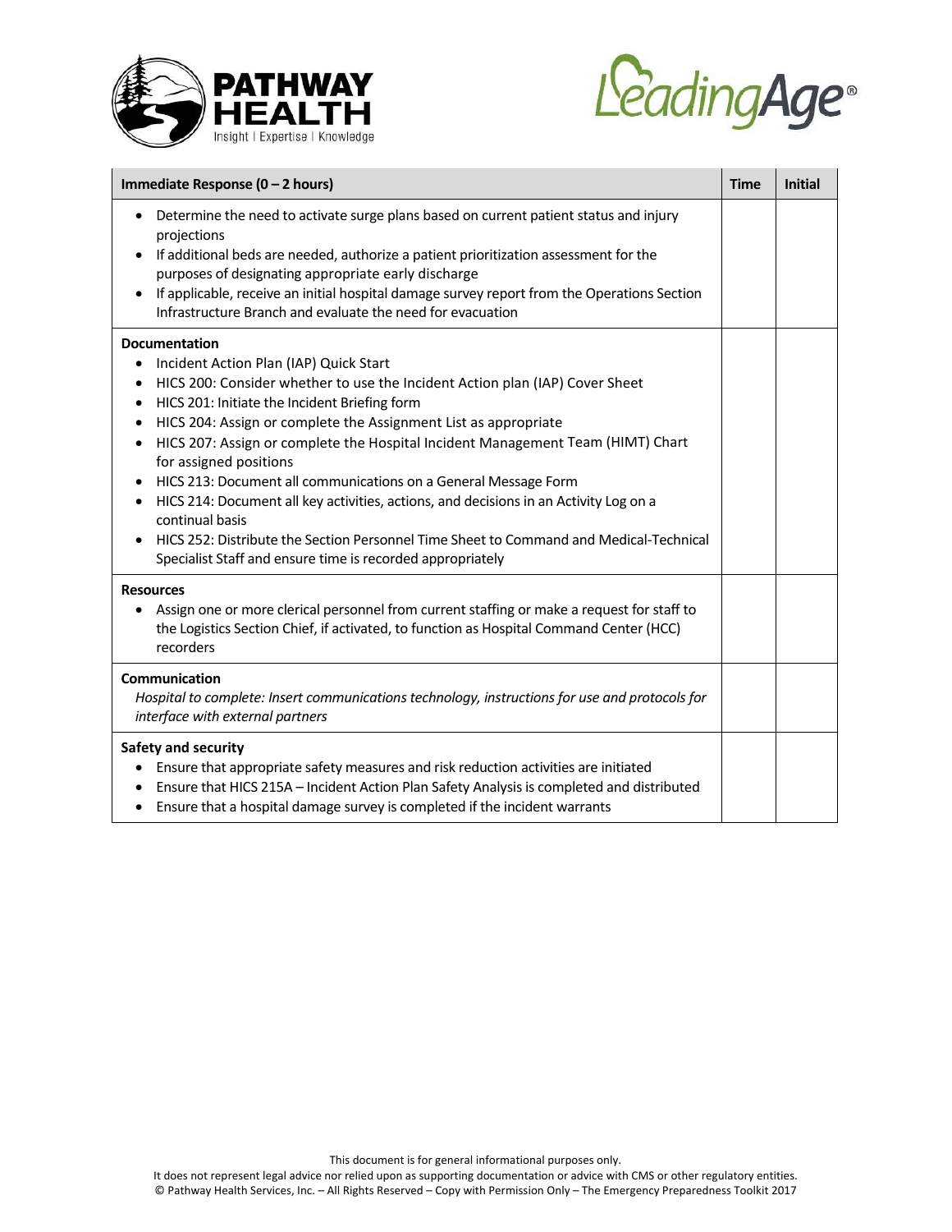| Immediate Response (0 – 2 hours) | Time | Initial |
|---|---|---|
| • Determine the need to activate surge plans based on current patient status and injury projections<br>• If additional beds are needed, authorize a patient prioritization assessment for the purposes of designating appropriate early discharge<br>• If applicable, receive an initial hospital damage survey report from the Operations Section Infrastructure Branch and evaluate the need for evacuation | | |
| **Documentation**<br>• Incident Action Plan (IAP) Quick Start<br>• HICS 200: Consider whether to use the Incident Action plan (IAP) Cover Sheet<br>• HICS 201: Initiate the Incident Briefing form<br>• HICS 204: Assign or complete the Assignment List as appropriate<br>• HICS 207: Assign or complete the Hospital Incident Management Team (HIMT) Chart for assigned positions<br>• HICS 213: Document all communications on a General Message Form<br>• HICS 214: Document all key activities, actions, and decisions in an Activity Log on a continual basis<br>• HICS 252: Distribute the Section Personnel Time Sheet to Command and Medical-Technical Specialist Staff and ensure time is recorded appropriately | | |
| **Resources**<br>• Assign one or more clerical personnel from current staffing or make a request for staff to the Logistics Section Chief, if activated, to function as Hospital Command Center (HCC) recorders | | |
| **Communication**<br>*Hospital to complete: Insert communications technology, instructions for use and protocols for interface with external partners* | | |
| **Safety and security**<br>• Ensure that appropriate safety measures and risk reduction activities are initiated<br>• Ensure that HICS 215A – Incident Action Plan Safety Analysis is completed and distributed<br>• Ensure that a hospital damage survey is completed if the incident warrants | | |

This document is for general informational purposes only.
It does not represent legal advice nor relied upon as supporting documentation or advice with CMS or other regulatory entities.
© Pathway Health Services, Inc. – All Rights Reserved – Copy with Permission Only – The Emergency Preparedness Toolkit 2017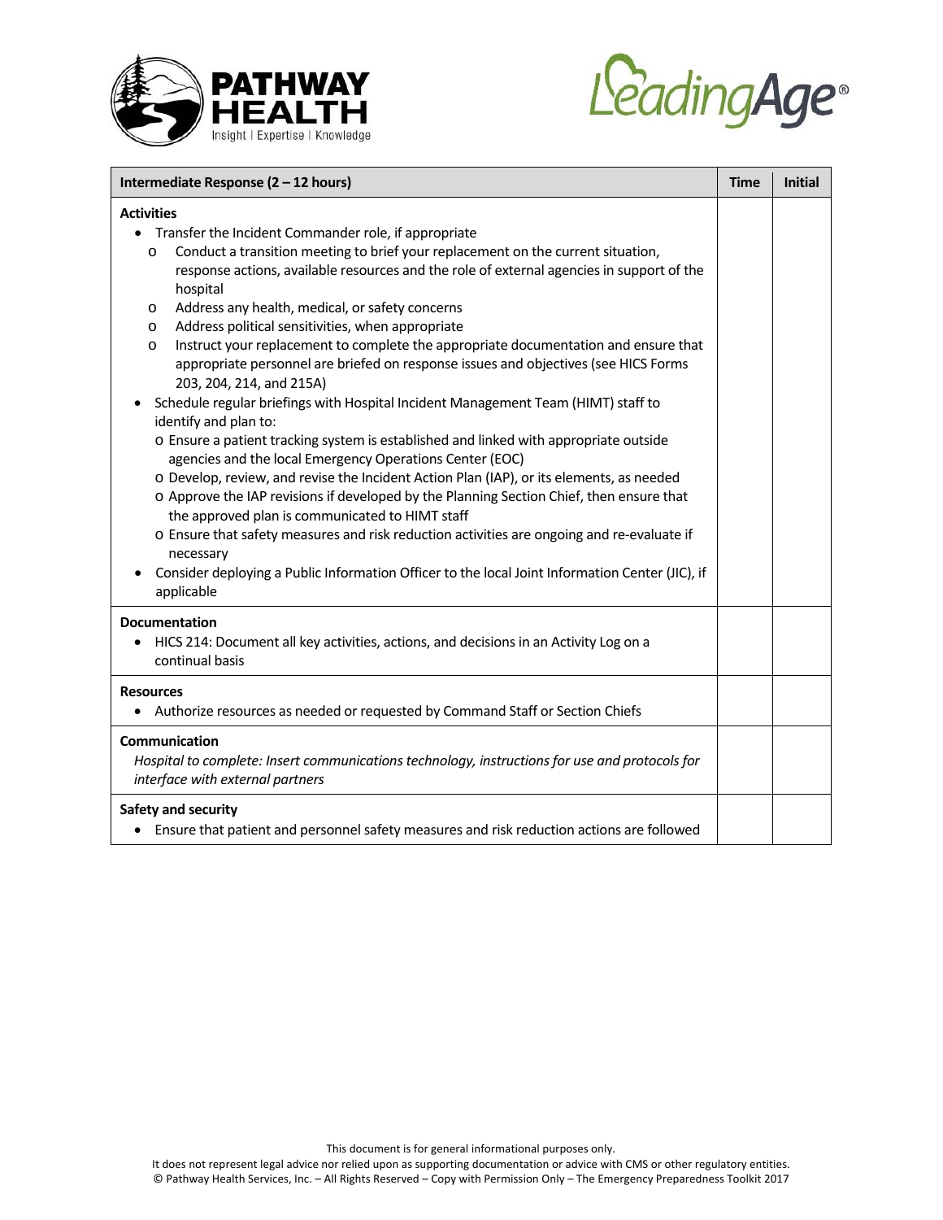| Intermediate Response (2 – 12 hours) | Time | Initial |
|---|---|---|
| **Activities**<br>• Transfer the Incident Commander role, if appropriate<br>  o Conduct a transition meeting to brief your replacement on the current situation, response actions, available resources and the role of external agencies in support of the hospital<br>  o Address any health, medical, or safety concerns<br>  o Address political sensitivities, when appropriate<br>  o Instruct your replacement to complete the appropriate documentation and ensure that appropriate personnel are briefed on response issues and objectives (see HICS Forms 203, 204, 214, and 215A)<br>• Schedule regular briefings with Hospital Incident Management Team (HIMT) staff to identify and plan to:<br>  o Ensure a patient tracking system is established and linked with appropriate outside agencies and the local Emergency Operations Center (EOC)<br>  o Develop, review, and revise the Incident Action Plan (IAP), or its elements, as needed<br>  o Approve the IAP revisions if developed by the Planning Section Chief, then ensure that the approved plan is communicated to HIMT staff<br>  o Ensure that safety measures and risk reduction activities are ongoing and re-evaluate if necessary<br>• Consider deploying a Public Information Officer to the local Joint Information Center (JIC), if applicable | | |
| **Documentation**<br>• HICS 214: Document all key activities, actions, and decisions in an Activity Log on a continual basis | | |
| **Resources**<br>• Authorize resources as needed or requested by Command Staff or Section Chiefs | | |
| **Communication**<br>*Hospital to complete: Insert communications technology, instructions for use and protocols for interface with external partners* | | |
| **Safety and security**<br>• Ensure that patient and personnel safety measures and risk reduction actions are followed | | |

This document is for general informational purposes only.
It does not represent legal advice nor relied upon as supporting documentation or advice with CMS or other regulatory entities.
© Pathway Health Services, Inc. – All Rights Reserved – Copy with Permission Only – The Emergency Preparedness Toolkit 2017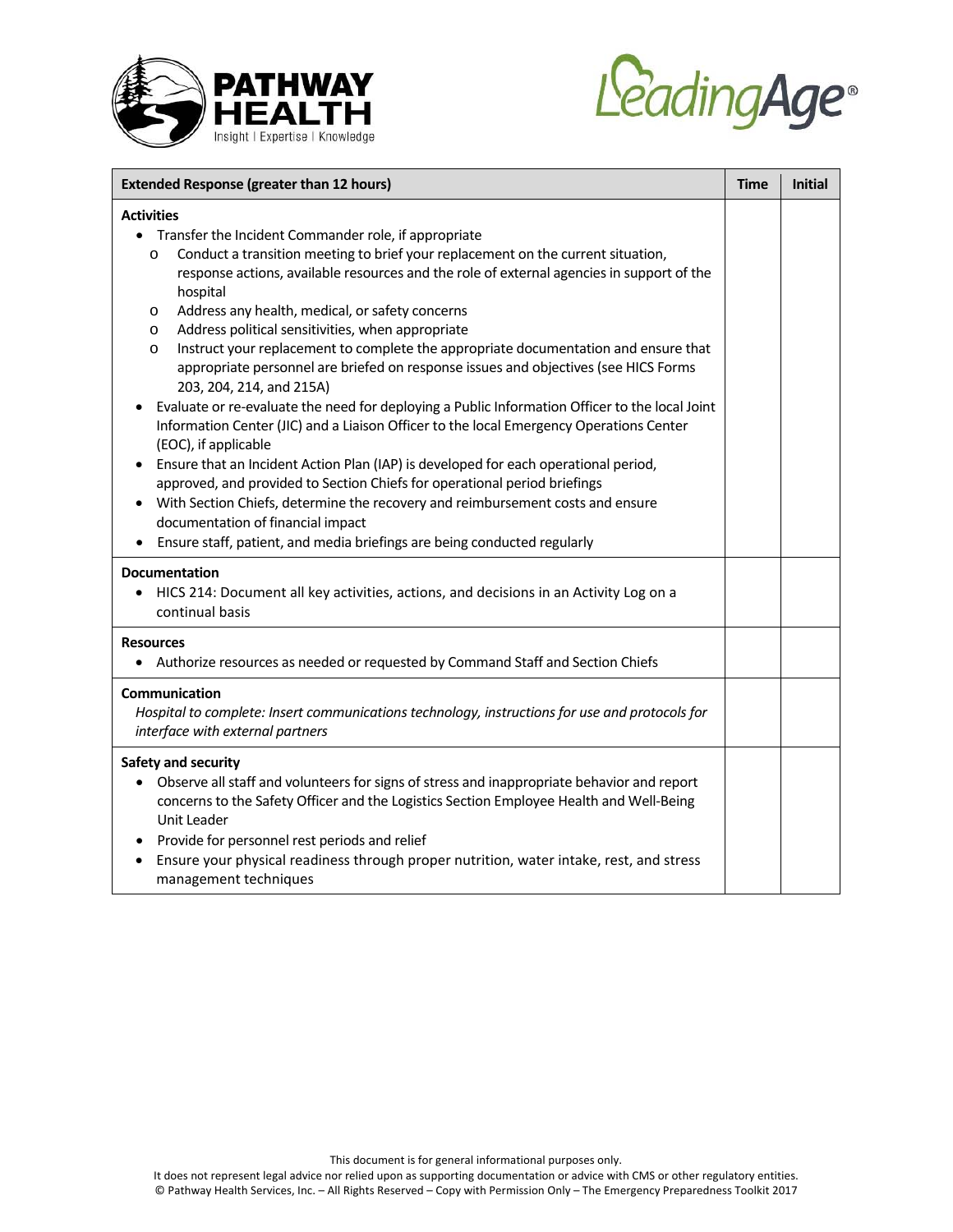| Extended Response (greater than 12 hours) | Time | Initial |
|---|---|---|
| **Activities**<br>• Transfer the Incident Commander role, if appropriate<br>  o Conduct a transition meeting to brief your replacement on the current situation, response actions, available resources and the role of external agencies in support of the hospital<br>  o Address any health, medical, or safety concerns<br>  o Address political sensitivities, when appropriate<br>  o Instruct your replacement to complete the appropriate documentation and ensure that appropriate personnel are briefed on response issues and objectives (see HICS Forms 203, 204, 214, and 215A)<br>• Evaluate or re-evaluate the need for deploying a Public Information Officer to the local Joint Information Center (JIC) and a Liaison Officer to the local Emergency Operations Center (EOC), if applicable<br>• Ensure that an Incident Action Plan (IAP) is developed for each operational period, approved, and provided to Section Chiefs for operational period briefings<br>• With Section Chiefs, determine the recovery and reimbursement costs and ensure documentation of financial impact<br>• Ensure staff, patient, and media briefings are being conducted regularly | | |
| **Documentation**<br>• HICS 214: Document all key activities, actions, and decisions in an Activity Log on a continual basis | | |
| **Resources**<br>• Authorize resources as needed or requested by Command Staff and Section Chiefs | | |
| **Communication**<br>*Hospital to complete: Insert communications technology, instructions for use and protocols for interface with external partners* | | |
| **Safety and security**<br>• Observe all staff and volunteers for signs of stress and inappropriate behavior and report concerns to the Safety Officer and the Logistics Section Employee Health and Well-Being Unit Leader<br>• Provide for personnel rest periods and relief<br>• Ensure your physical readiness through proper nutrition, water intake, rest, and stress management techniques | | |

This document is for general informational purposes only.
It does not represent legal advice nor relied upon as supporting documentation or advice with CMS or other regulatory entities.
© Pathway Health Services, Inc. – All Rights Reserved – Copy with Permission Only – The Emergency Preparedness Toolkit 2017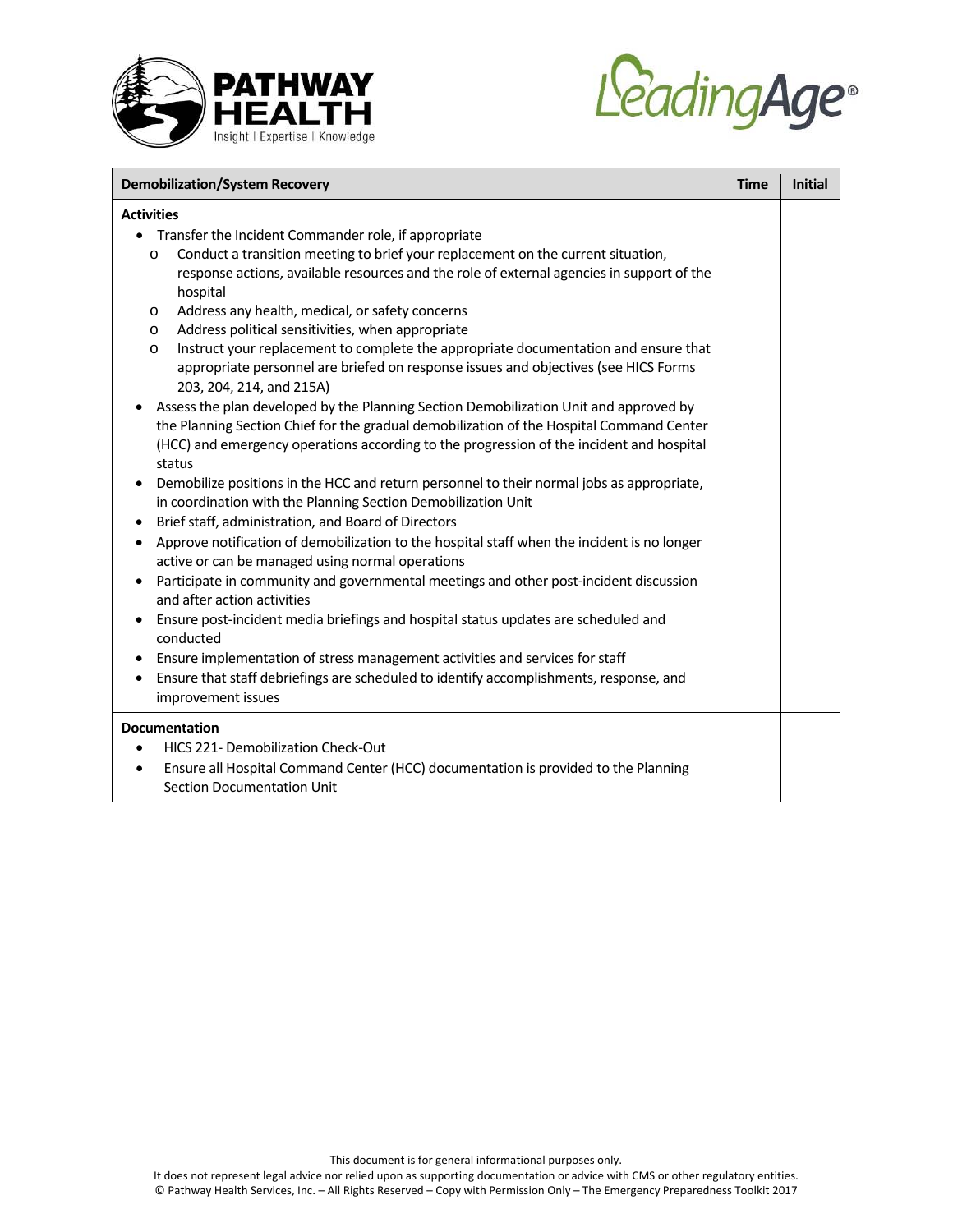| Demobilization/System Recovery | Time | Initial |
|---|---|---|
| **Activities**<br>• Transfer the Incident Commander role, if appropriate<br>  o Conduct a transition meeting to brief your replacement on the current situation, response actions, available resources and the role of external agencies in support of the hospital<br>  o Address any health, medical, or safety concerns<br>  o Address political sensitivities, when appropriate<br>  o Instruct your replacement to complete the appropriate documentation and ensure that appropriate personnel are briefed on response issues and objectives (see HICS Forms 203, 204, 214, and 215A)<br>• Assess the plan developed by the Planning Section Demobilization Unit and approved by the Planning Section Chief for the gradual demobilization of the Hospital Command Center (HCC) and emergency operations according to the progression of the incident and hospital status<br>• Demobilize positions in the HCC and return personnel to their normal jobs as appropriate, in coordination with the Planning Section Demobilization Unit<br>• Brief staff, administration, and Board of Directors<br>• Approve notification of demobilization to the hospital staff when the incident is no longer active or can be managed using normal operations<br>• Participate in community and governmental meetings and other post-incident discussion and after action activities<br>• Ensure post-incident media briefings and hospital status updates are scheduled and conducted<br>• Ensure implementation of stress management activities and services for staff<br>• Ensure that staff debriefings are scheduled to identify accomplishments, response, and improvement issues | | |
| **Documentation**<br>• HICS 221- Demobilization Check-Out<br>• Ensure all Hospital Command Center (HCC) documentation is provided to the Planning Section Documentation Unit | | |

This document is for general informational purposes only.
It does not represent legal advice nor relied upon as supporting documentation or advice with CMS or other regulatory entities.
© Pathway Health Services, Inc. – All Rights Reserved – Copy with Permission Only – The Emergency Preparedness Toolkit 2017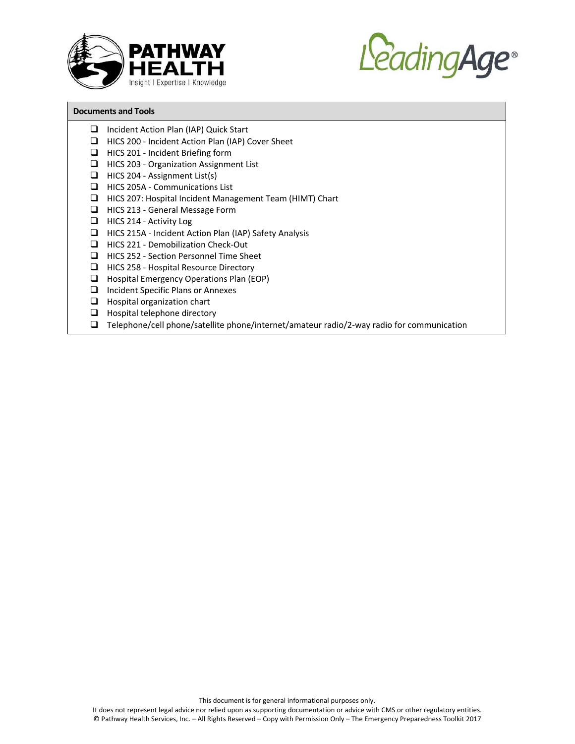**Documents and Tools**

- ☐ Incident Action Plan (IAP) Quick Start
- ☐ HICS 200 - Incident Action Plan (IAP) Cover Sheet
- ☐ HICS 201 - Incident Briefing form
- ☐ HICS 203 - Organization Assignment List
- ☐ HICS 204 - Assignment List(s)
- ☐ HICS 205A - Communications List
- ☐ HICS 207: Hospital Incident Management Team (HIMT) Chart
- ☐ HICS 213 - General Message Form
- ☐ HICS 214 - Activity Log
- ☐ HICS 215A - Incident Action Plan (IAP) Safety Analysis
- ☐ HICS 221 - Demobilization Check-Out
- ☐ HICS 252 - Section Personnel Time Sheet
- ☐ HICS 258 - Hospital Resource Directory
- ☐ Hospital Emergency Operations Plan (EOP)
- ☐ Incident Specific Plans or Annexes
- ☐ Hospital organization chart
- ☐ Hospital telephone directory
- ☐ Telephone/cell phone/satellite phone/internet/amateur radio/2-way radio for communication